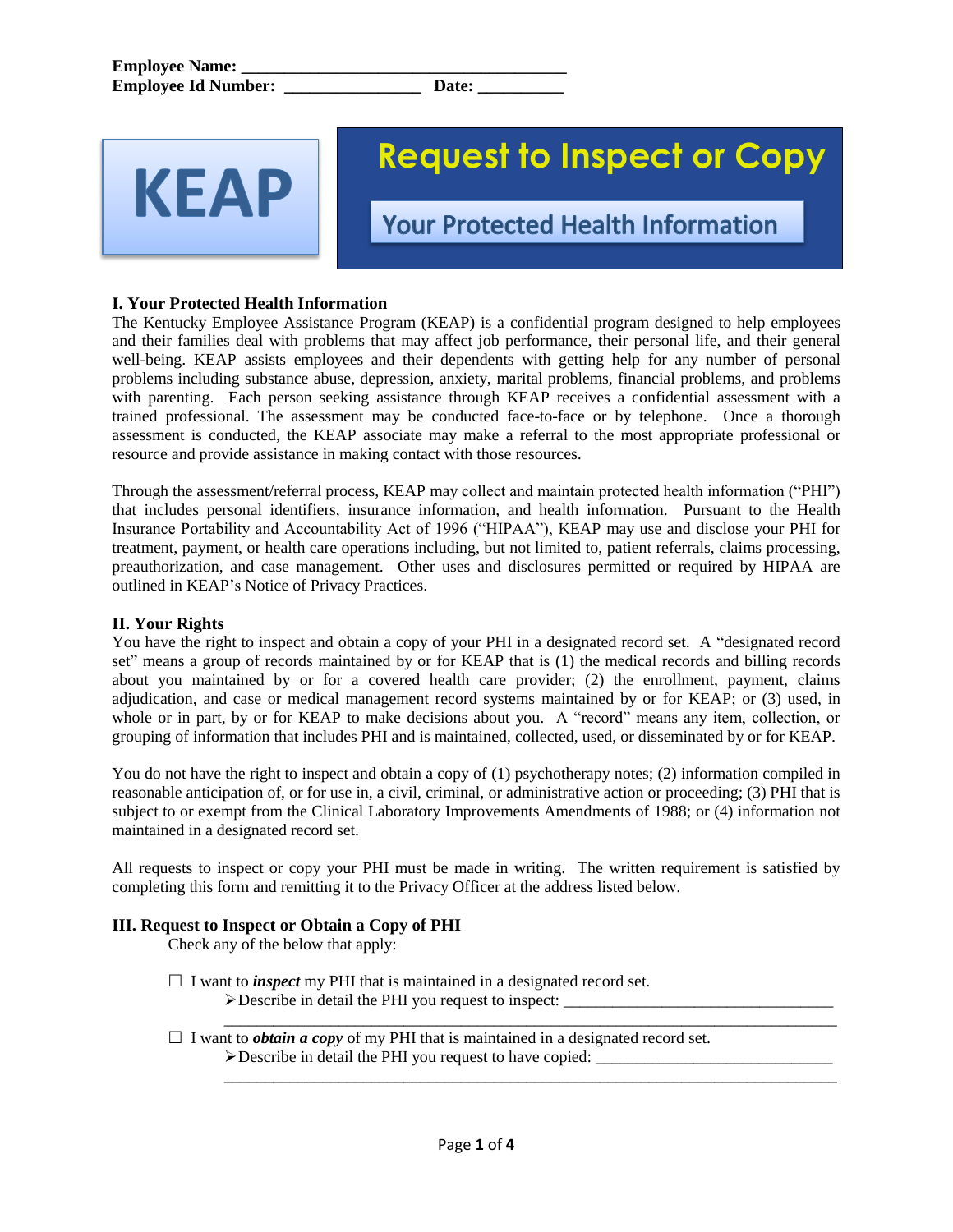**Employee Name:** ______________________________________
**Employee Id Number:** _______________ **Date:** __________

KEAP

# Request to Inspect or Copy

## Your Protected Health Information

### I. Your Protected Health Information

The Kentucky Employee Assistance Program (KEAP) is a confidential program designed to help employees and their families deal with problems that may affect job performance, their personal life, and their general well-being. KEAP assists employees and their dependents with getting help for any number of personal problems including substance abuse, depression, anxiety, marital problems, financial problems, and problems with parenting. Each person seeking assistance through KEAP receives a confidential assessment with a trained professional. The assessment may be conducted face-to-face or by telephone. Once a thorough assessment is conducted, the KEAP associate may make a referral to the most appropriate professional or resource and provide assistance in making contact with those resources.

Through the assessment/referral process, KEAP may collect and maintain protected health information ("PHI") that includes personal identifiers, insurance information, and health information. Pursuant to the Health Insurance Portability and Accountability Act of 1996 ("HIPAA"), KEAP may use and disclose your PHI for treatment, payment, or health care operations including, but not limited to, patient referrals, claims processing, preauthorization, and case management. Other uses and disclosures permitted or required by HIPAA are outlined in KEAP's Notice of Privacy Practices.

### II. Your Rights

You have the right to inspect and obtain a copy of your PHI in a designated record set. A "designated record set" means a group of records maintained by or for KEAP that is (1) the medical records and billing records about you maintained by or for a covered health care provider; (2) the enrollment, payment, claims adjudication, and case or medical management record systems maintained by or for KEAP; or (3) used, in whole or in part, by or for KEAP to make decisions about you. A "record" means any item, collection, or grouping of information that includes PHI and is maintained, collected, used, or disseminated by or for KEAP.

You do not have the right to inspect and obtain a copy of (1) psychotherapy notes; (2) information compiled in reasonable anticipation of, or for use in, a civil, criminal, or administrative action or proceeding; (3) PHI that is subject to or exempt from the Clinical Laboratory Improvements Amendments of 1988; or (4) information not maintained in a designated record set.

All requests to inspect or copy your PHI must be made in writing. The written requirement is satisfied by completing this form and remitting it to the Privacy Officer at the address listed below.

### III. Request to Inspect or Obtain a Copy of PHI

Check any of the below that apply:

☐ I want to ***inspect*** my PHI that is maintained in a designated record set.

- Describe in detail the PHI you request to inspect: _________________________________
  ____________________________________________________________________________

☐ I want to ***obtain a copy*** of my PHI that is maintained in a designated record set.

- Describe in detail the PHI you request to have copied: ____________________________
  ____________________________________________________________________________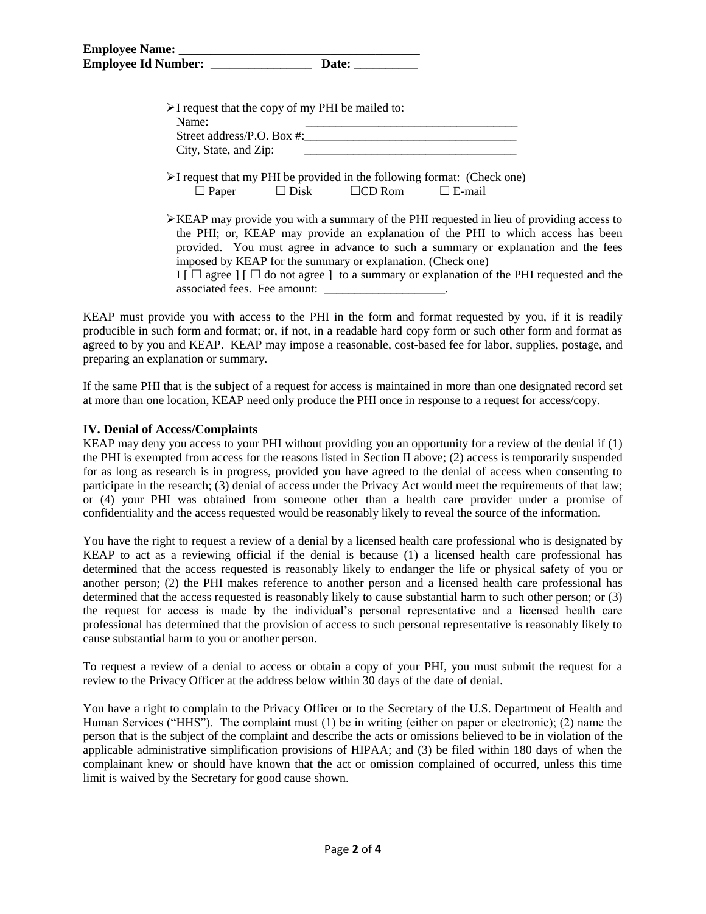**Employee Name: \_\_\_\_\_\_\_\_\_\_\_\_\_\_\_\_\_\_\_\_\_\_\_\_\_\_\_\_\_\_\_\_\_\_\_\_\_\_**
**Employee Id Number: \_\_\_\_\_\_\_\_\_\_\_\_\_\_\_\_ Date: \_\_\_\_\_\_\_\_\_\_**

- I request that the copy of my PHI be mailed to:
  Name: \_\_\_\_\_\_\_\_\_\_\_\_\_\_\_\_\_\_\_\_\_\_\_\_\_\_\_\_\_\_\_\_\_\_\_
  Street address/P.O. Box #:\_\_\_\_\_\_\_\_\_\_\_\_\_\_\_\_\_\_\_\_\_\_\_\_\_\_\_\_\_\_\_\_\_\_\_
  City, State, and Zip: \_\_\_\_\_\_\_\_\_\_\_\_\_\_\_\_\_\_\_\_\_\_\_\_\_\_\_\_\_\_\_\_\_\_\_

- I request that my PHI be provided in the following format: (Check one)
  ☐ Paper ☐ Disk ☐CD Rom ☐ E-mail

- KEAP may provide you with a summary of the PHI requested in lieu of providing access to the PHI; or, KEAP may provide an explanation of the PHI to which access has been provided. You must agree in advance to such a summary or explanation and the fees imposed by KEAP for the summary or explanation. (Check one)
  I [ ☐ agree ] [ ☐ do not agree ] to a summary or explanation of the PHI requested and the associated fees. Fee amount: \_\_\_\_\_\_\_\_\_\_\_\_\_\_\_\_\_\_\_\_.

KEAP must provide you with access to the PHI in the form and format requested by you, if it is readily producible in such form and format; or, if not, in a readable hard copy form or such other form and format as agreed to by you and KEAP. KEAP may impose a reasonable, cost-based fee for labor, supplies, postage, and preparing an explanation or summary.

If the same PHI that is the subject of a request for access is maintained in more than one designated record set at more than one location, KEAP need only produce the PHI once in response to a request for access/copy.

### IV. Denial of Access/Complaints

KEAP may deny you access to your PHI without providing you an opportunity for a review of the denial if (1) the PHI is exempted from access for the reasons listed in Section II above; (2) access is temporarily suspended for as long as research is in progress, provided you have agreed to the denial of access when consenting to participate in the research; (3) denial of access under the Privacy Act would meet the requirements of that law; or (4) your PHI was obtained from someone other than a health care provider under a promise of confidentiality and the access requested would be reasonably likely to reveal the source of the information.

You have the right to request a review of a denial by a licensed health care professional who is designated by KEAP to act as a reviewing official if the denial is because (1) a licensed health care professional has determined that the access requested is reasonably likely to endanger the life or physical safety of you or another person; (2) the PHI makes reference to another person and a licensed health care professional has determined that the access requested is reasonably likely to cause substantial harm to such other person; or (3) the request for access is made by the individual's personal representative and a licensed health care professional has determined that the provision of access to such personal representative is reasonably likely to cause substantial harm to you or another person.

To request a review of a denial to access or obtain a copy of your PHI, you must submit the request for a review to the Privacy Officer at the address below within 30 days of the date of denial.

You have a right to complain to the Privacy Officer or to the Secretary of the U.S. Department of Health and Human Services ("HHS"). The complaint must (1) be in writing (either on paper or electronic); (2) name the person that is the subject of the complaint and describe the acts or omissions believed to be in violation of the applicable administrative simplification provisions of HIPAA; and (3) be filed within 180 days of when the complainant knew or should have known that the act or omission complained of occurred, unless this time limit is waived by the Secretary for good cause shown.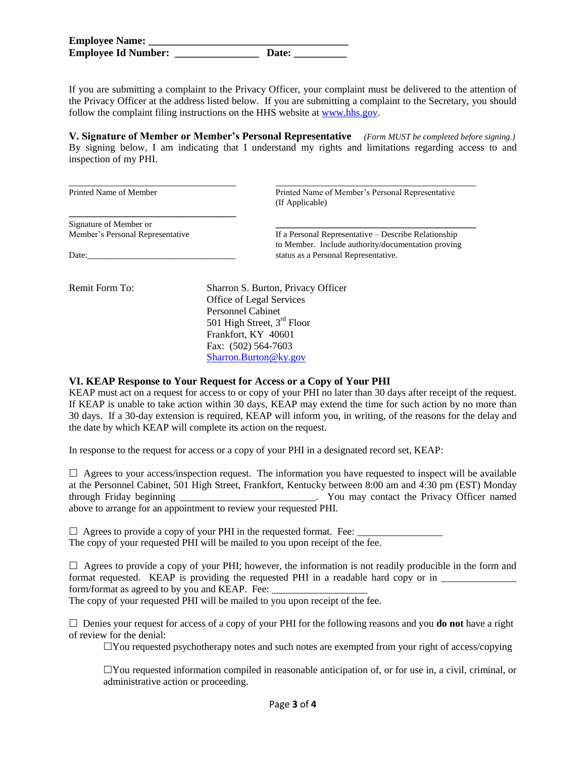**Employee Name: ______________________________________**
**Employee Id Number: ________________ Date: __________**

If you are submitting a complaint to the Privacy Officer, your complaint must be delivered to the attention of the Privacy Officer at the address listed below. If you are submitting a complaint to the Secretary, you should follow the complaint filing instructions on the HHS website at www.hhs.gov.

**V. Signature of Member or Member's Personal Representative** *(Form MUST be completed before signing.)*
By signing below, I am indicating that I understand my rights and limitations regarding access to and inspection of my PHI.

| | |
|---|---|
| ______________________________ | ______________________________ |
| Printed Name of Member | Printed Name of Member's Personal Representative (If Applicable) |
| ______________________________ | ______________________________ |
| Signature of Member or Member's Personal Representative | If a Personal Representative – Describe Relationship to Member. Include authority/documentation proving status as a Personal Representative. |
| Date:______________________________ | |

Remit Form To:

Sharron S. Burton, Privacy Officer
Office of Legal Services
Personnel Cabinet
501 High Street, 3rd Floor
Frankfort, KY 40601
Fax: (502) 564-7603
Sharron.Burton@ky.gov

**VI. KEAP Response to Your Request for Access or a Copy of Your PHI**
KEAP must act on a request for access to or copy of your PHI no later than 30 days after receipt of the request. If KEAP is unable to take action within 30 days, KEAP may extend the time for such action by no more than 30 days. If a 30-day extension is required, KEAP will inform you, in writing, of the reasons for the delay and the date by which KEAP will complete its action on the request.

In response to the request for access or a copy of your PHI in a designated record set, KEAP:

☐ Agrees to your access/inspection request. The information you have requested to inspect will be available at the Personnel Cabinet, 501 High Street, Frankfort, Kentucky between 8:00 am and 4:30 pm (EST) Monday through Friday beginning __________________________. You may contact the Privacy Officer named above to arrange for an appointment to review your requested PHI.

☐ Agrees to provide a copy of your PHI in the requested format. Fee: ________________
The copy of your requested PHI will be mailed to you upon receipt of the fee.

☐ Agrees to provide a copy of your PHI; however, the information is not readily producible in the form and format requested. KEAP is providing the requested PHI in a readable hard copy or in ______________ form/format as agreed to by you and KEAP. Fee: __________________
The copy of your requested PHI will be mailed to you upon receipt of the fee.

☐ Denies your request for access of a copy of your PHI for the following reasons and you **do not** have a right of review for the denial:

☐You requested psychotherapy notes and such notes are exempted from your right of access/copying

☐You requested information compiled in reasonable anticipation of, or for use in, a civil, criminal, or administrative action or proceeding.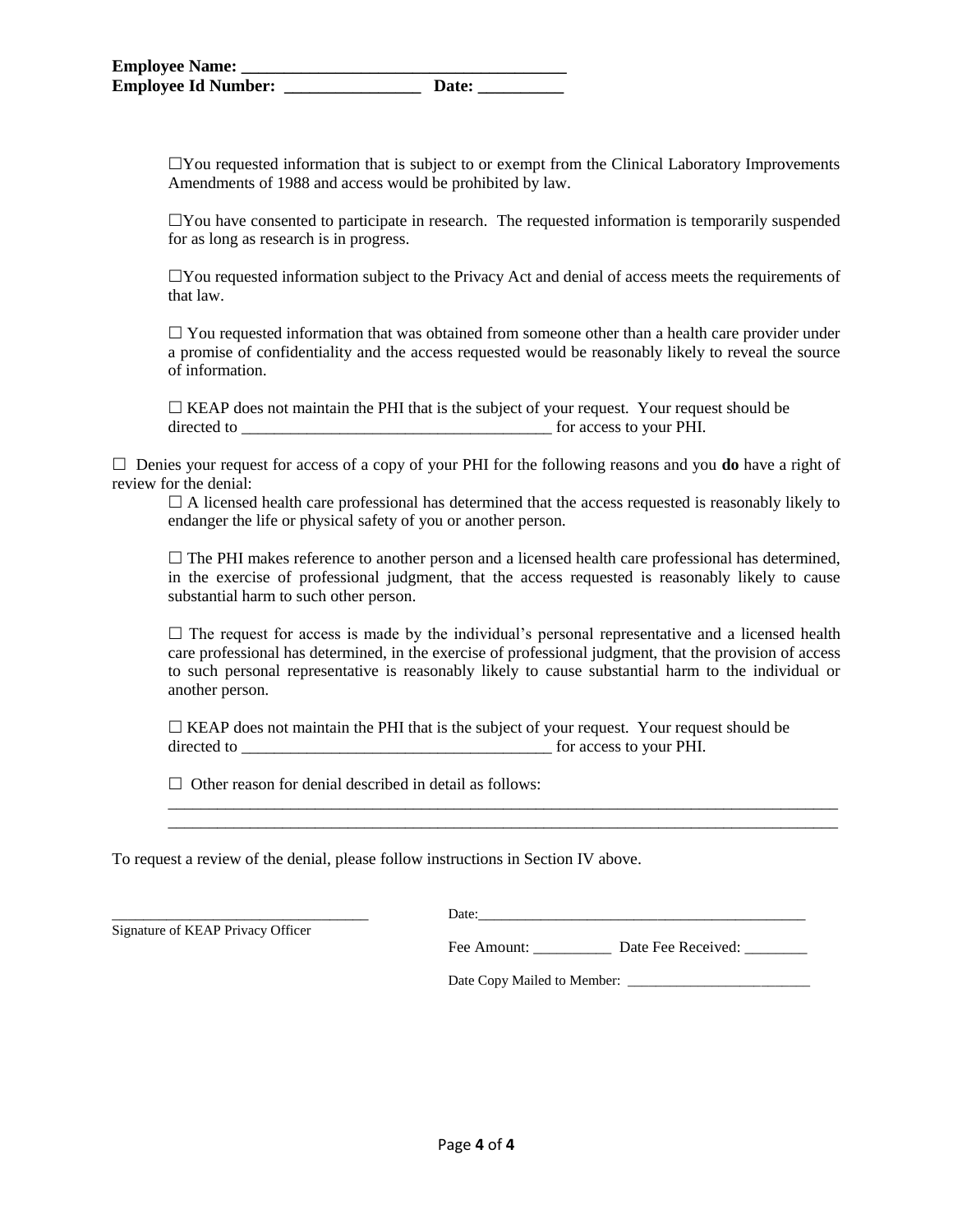**Employee Name: \_\_\_\_\_\_\_\_\_\_\_\_\_\_\_\_\_\_\_\_\_\_\_\_\_\_\_\_\_\_\_\_\_\_\_\_\_\_**
**Employee Id Number: \_\_\_\_\_\_\_\_\_\_\_\_\_\_\_\_ Date: \_\_\_\_\_\_\_\_\_\_**

> ☐You requested information that is subject to or exempt from the Clinical Laboratory Improvements Amendments of 1988 and access would be prohibited by law.
>
> ☐You have consented to participate in research. The requested information is temporarily suspended for as long as research is in progress.
>
> ☐You requested information subject to the Privacy Act and denial of access meets the requirements of that law.
>
> ☐ You requested information that was obtained from someone other than a health care provider under a promise of confidentiality and the access requested would be reasonably likely to reveal the source of information.
>
> ☐ KEAP does not maintain the PHI that is the subject of your request. Your request should be directed to \_\_\_\_\_\_\_\_\_\_\_\_\_\_\_\_\_\_\_\_\_\_\_\_\_\_\_\_\_\_\_\_\_\_\_\_\_\_ for access to your PHI.

☐ Denies your request for access of a copy of your PHI for the following reasons and you **do** have a right of review for the denial:

> ☐ A licensed health care professional has determined that the access requested is reasonably likely to endanger the life or physical safety of you or another person.
>
> ☐ The PHI makes reference to another person and a licensed health care professional has determined, in the exercise of professional judgment, that the access requested is reasonably likely to cause substantial harm to such other person.
>
> ☐ The request for access is made by the individual's personal representative and a licensed health care professional has determined, in the exercise of professional judgment, that the provision of access to such personal representative is reasonably likely to cause substantial harm to the individual or another person.
>
> ☐ KEAP does not maintain the PHI that is the subject of your request. Your request should be directed to \_\_\_\_\_\_\_\_\_\_\_\_\_\_\_\_\_\_\_\_\_\_\_\_\_\_\_\_\_\_\_\_\_\_\_\_\_\_ for access to your PHI.
>
> ☐ Other reason for denial described in detail as follows:
> \_\_\_\_\_\_\_\_\_\_\_\_\_\_\_\_\_\_\_\_\_\_\_\_\_\_\_\_\_\_\_\_\_\_\_\_\_\_\_\_\_\_\_\_\_\_\_\_\_\_\_\_\_\_\_\_\_\_\_\_\_\_\_\_\_\_\_\_\_\_\_\_\_\_\_\_\_\_\_\_
> \_\_\_\_\_\_\_\_\_\_\_\_\_\_\_\_\_\_\_\_\_\_\_\_\_\_\_\_\_\_\_\_\_\_\_\_\_\_\_\_\_\_\_\_\_\_\_\_\_\_\_\_\_\_\_\_\_\_\_\_\_\_\_\_\_\_\_\_\_\_\_\_\_\_\_\_\_\_\_\_

To request a review of the denial, please follow instructions in Section IV above.

\_\_\_\_\_\_\_\_\_\_\_\_\_\_\_\_\_\_\_\_\_\_\_\_\_\_\_\_\_\_\_\_\_\_
Signature of KEAP Privacy Officer

Date:\_\_\_\_\_\_\_\_\_\_\_\_\_\_\_\_\_\_\_\_\_\_\_\_\_\_\_\_\_\_\_\_\_\_\_\_\_\_\_\_\_\_\_\_\_

Fee Amount: \_\_\_\_\_\_\_\_\_\_ Date Fee Received: \_\_\_\_\_\_\_\_

Date Copy Mailed to Member: \_\_\_\_\_\_\_\_\_\_\_\_\_\_\_\_\_\_\_\_\_\_\_\_\_\_